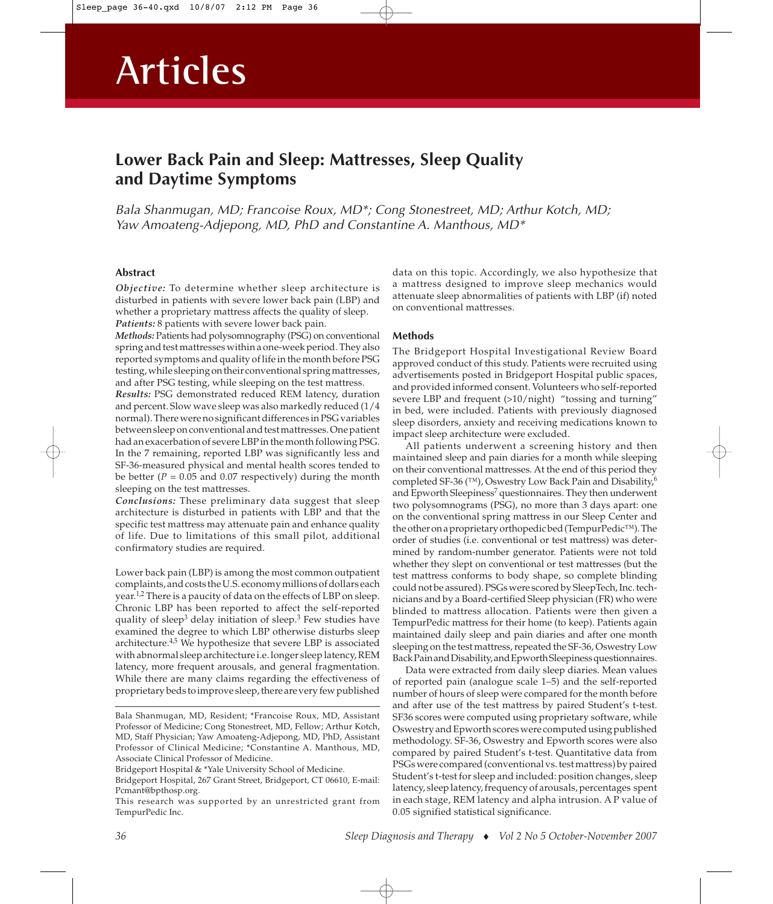# Articles

## Lower Back Pain and Sleep: Mattresses, Sleep Quality and Daytime Symptoms

*Bala Shanmugan, MD; Francoise Roux, MD\*; Cong Stonestreet, MD; Arthur Kotch, MD; Yaw Amoateng-Adjepong, MD, PhD and Constantine A. Manthous, MD\**

### Abstract

***Objective:*** To determine whether sleep architecture is disturbed in patients with severe lower back pain (LBP) and whether a proprietary mattress affects the quality of sleep.

***Patients:*** 8 patients with severe lower back pain.

***Methods:*** Patients had polysomnography (PSG) on conventional spring and test mattresses within a one-week period. They also reported symptoms and quality of life in the month before PSG testing, while sleeping on their conventional spring mattresses, and after PSG testing, while sleeping on the test mattress.

***Results:*** PSG demonstrated reduced REM latency, duration and percent. Slow wave sleep was also markedly reduced (1/4 normal). There were no significant differences in PSG variables between sleep on conventional and test mattresses. One patient had an exacerbation of severe LBP in the month following PSG. In the 7 remaining, reported LBP was significantly less and SF-36-measured physical and mental health scores tended to be better ($P = 0.05$ and $0.07$ respectively) during the month sleeping on the test mattresses.

***Conclusions:*** These preliminary data suggest that sleep architecture is disturbed in patients with LBP and that the specific test mattress may attenuate pain and enhance quality of life. Due to limitations of this small pilot, additional confirmatory studies are required.

Lower back pain (LBP) is among the most common outpatient complaints, and costs the U.S. economy millions of dollars each year.[1,2] There is a paucity of data on the effects of LBP on sleep. Chronic LBP has been reported to affect the self-reported quality of sleep[3] delay initiation of sleep.[3] Few studies have examined the degree to which LBP otherwise disturbs sleep architecture.[4,5] We hypothesize that severe LBP is associated with abnormal sleep architecture i.e. longer sleep latency, REM latency, more frequent arousals, and general fragmentation. While there are many claims regarding the effectiveness of proprietary beds to improve sleep, there are very few published data on this topic. Accordingly, we also hypothesize that a mattress designed to improve sleep mechanics would attenuate sleep abnormalities of patients with LBP (if) noted on conventional mattresses.

Bala Shanmugan, MD, Resident; \*Francoise Roux, MD, Assistant Professor of Medicine; Cong Stonestreet, MD, Fellow; Arthur Kotch, MD, Staff Physician; Yaw Amoateng-Adjepong, MD, PhD, Assistant Professor of Clinical Medicine; \*Constantine A. Manthous, MD, Associate Clinical Professor of Medicine.

Bridgeport Hospital & \*Yale University School of Medicine.

Bridgeport Hospital, 267 Grant Street, Bridgeport, CT 06610, E-mail: Pcmant@bpthosp.org.

This research was supported by an unrestricted grant from TempurPedic Inc.

### Methods

The Bridgeport Hospital Investigational Review Board approved conduct of this study. Patients were recruited using advertisements posted in Bridgeport Hospital public spaces, and provided informed consent. Volunteers who self-reported severe LBP and frequent (>10/night) "tossing and turning" in bed, were included. Patients with previously diagnosed sleep disorders, anxiety and receiving medications known to impact sleep architecture were excluded.

All patients underwent a screening history and then maintained sleep and pain diaries for a month while sleeping on their conventional mattresses. At the end of this period they completed SF-36 (™), Oswestry Low Back Pain and Disability,[6] and Epworth Sleepiness[7] questionnaires. They then underwent two polysomnograms (PSG), no more than 3 days apart: one on the conventional spring mattress in our Sleep Center and the other on a proprietary orthopedic bed (TempurPedic™). The order of studies (i.e. conventional or test mattress) was determined by random-number generator. Patients were not told whether they slept on conventional or test mattresses (but the test mattress conforms to body shape, so complete blinding could not be assured). PSGs were scored by SleepTech, Inc. technicians and by a Board-certified Sleep physician (FR) who were blinded to mattress allocation. Patients were then given a TempurPedic mattress for their home (to keep). Patients again maintained daily sleep and pain diaries and after one month sleeping on the test mattress, repeated the SF-36, Oswestry Low Back Pain and Disability, and Epworth Sleepiness questionnaires.

Data were extracted from daily sleep diaries. Mean values of reported pain (analogue scale 1–5) and the self-reported number of hours of sleep were compared for the month before and after use of the test mattress by paired Student's t-test. SF36 scores were computed using proprietary software, while Oswestry and Epworth scores were computed using published methodology. SF-36, Oswestry and Epworth scores were also compared by paired Student's t-test. Quantitative data from PSGs were compared (conventional vs. test mattress) by paired Student's t-test for sleep and included: position changes, sleep latency, sleep latency, frequency of arousals, percentages spent in each stage, REM latency and alpha intrusion. A P value of 0.05 signified statistical significance.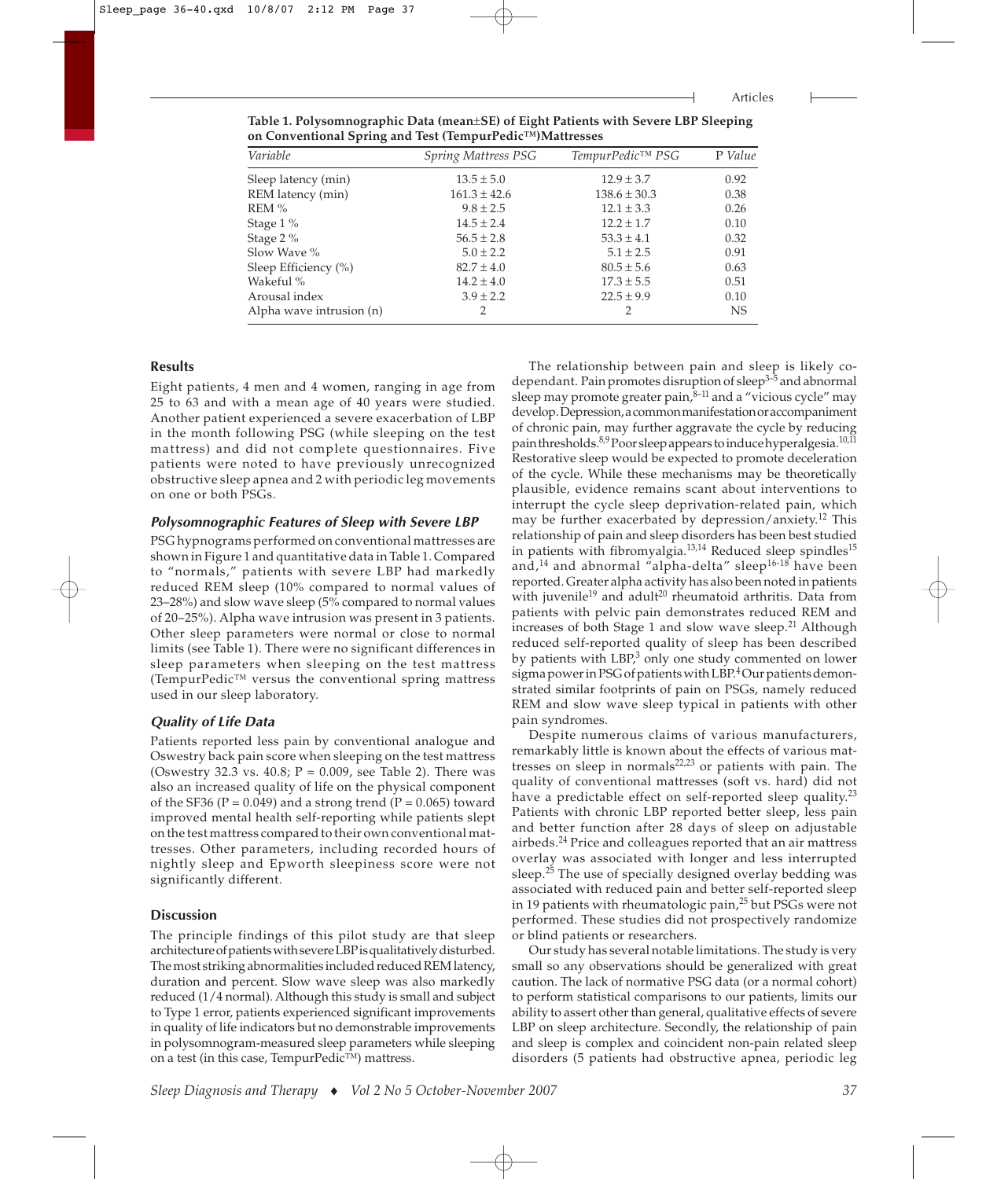**Table 1. Polysomnographic Data (mean±SE) of Eight Patients with Severe LBP Sleeping on Conventional Spring and Test (TempurPedic™)Mattresses**

| *Variable* | *Spring Mattress PSG* | *TempurPedic™ PSG* | P *Value* |
|---|---|---|---|
| Sleep latency (min) | 13.5 ± 5.0 | 12.9 ± 3.7 | 0.92 |
| REM latency (min) | 161.3 ± 42.6 | 138.6 ± 30.3 | 0.38 |
| REM % | 9.8 ± 2.5 | 12.1 ± 3.3 | 0.26 |
| Stage 1 % | 14.5 ± 2.4 | 12.2 ± 1.7 | 0.10 |
| Stage 2 % | 56.5 ± 2.8 | 53.3 ± 4.1 | 0.32 |
| Slow Wave % | 5.0 ± 2.2 | 5.1 ± 2.5 | 0.91 |
| Sleep Efficiency (%) | 82.7 ± 4.0 | 80.5 ± 5.6 | 0.63 |
| Wakeful % | 14.2 ± 4.0 | 17.3 ± 5.5 | 0.51 |
| Arousal index | 3.9 ± 2.2 | 22.5 ± 9.9 | 0.10 |
| Alpha wave intrusion (n) | 2 | 2 | NS |

## Results

Eight patients, 4 men and 4 women, ranging in age from 25 to 63 and with a mean age of 40 years were studied. Another patient experienced a severe exacerbation of LBP in the month following PSG (while sleeping on the test mattress) and did not complete questionnaires. Five patients were noted to have previously unrecognized obstructive sleep apnea and 2 with periodic leg movements on one or both PSGs.

### *Polysomnographic Features of Sleep with Severe LBP*

PSG hypnograms performed on conventional mattresses are shown in Figure 1 and quantitative data in Table 1. Compared to "normals," patients with severe LBP had markedly reduced REM sleep (10% compared to normal values of 23–28%) and slow wave sleep (5% compared to normal values of 20–25%). Alpha wave intrusion was present in 3 patients. Other sleep parameters were normal or close to normal limits (see Table 1). There were no significant differences in sleep parameters when sleeping on the test mattress (TempurPedic™ versus the conventional spring mattress used in our sleep laboratory.

### *Quality of Life Data*

Patients reported less pain by conventional analogue and Oswestry back pain score when sleeping on the test mattress (Oswestry 32.3 vs. 40.8; P = 0.009, see Table 2). There was also an increased quality of life on the physical component of the SF36 (P = 0.049) and a strong trend (P = 0.065) toward improved mental health self-reporting while patients slept on the test mattress compared to their own conventional mattresses. Other parameters, including recorded hours of nightly sleep and Epworth sleepiness score were not significantly different.

## Discussion

The principle findings of this pilot study are that sleep architecture of patients with severe LBP is qualitatively disturbed. The most striking abnormalities included reduced REM latency, duration and percent. Slow wave sleep was also markedly reduced (1/4 normal). Although this study is small and subject to Type 1 error, patients experienced significant improvements in quality of life indicators but no demonstrable improvements in polysomnogram-measured sleep parameters while sleeping on a test (in this case, TempurPedic™) mattress.

The relationship between pain and sleep is likely co-dependant. Pain promotes disruption of sleep[3–5] and abnormal sleep may promote greater pain,[8–11] and a "vicious cycle" may develop. Depression, a common manifestation or accompaniment of chronic pain, may further aggravate the cycle by reducing pain thresholds.[8,9] Poor sleep appears to induce hyperalgesia.[10,11] Restorative sleep would be expected to promote deceleration of the cycle. While these mechanisms may be theoretically plausible, evidence remains scant about interventions to interrupt the cycle sleep deprivation-related pain, which may be further exacerbated by depression/anxiety.[12] This relationship of pain and sleep disorders has been best studied in patients with fibromyalgia.[13,14] Reduced sleep spindles[15] and,[14] and abnormal "alpha-delta" sleep[16-18] have been reported. Greater alpha activity has also been noted in patients with juvenile[19] and adult[20] rheumatoid arthritis. Data from patients with pelvic pain demonstrates reduced REM and increases of both Stage 1 and slow wave sleep.[21] Although reduced self-reported quality of sleep has been described by patients with LBP,[3] only one study commented on lower sigma power in PSG of patients with LBP.[4] Our patients demonstrated similar footprints of pain on PSGs, namely reduced REM and slow wave sleep typical in patients with other pain syndromes.

Despite numerous claims of various manufacturers, remarkably little is known about the effects of various mattresses on sleep in normals[22,23] or patients with pain. The quality of conventional mattresses (soft vs. hard) did not have a predictable effect on self-reported sleep quality.[23] Patients with chronic LBP reported better sleep, less pain and better function after 28 days of sleep on adjustable airbeds.[24] Price and colleagues reported that an air mattress overlay was associated with longer and less interrupted sleep.[25] The use of specially designed overlay bedding was associated with reduced pain and better self-reported sleep in 19 patients with rheumatologic pain,[25] but PSGs were not performed. These studies did not prospectively randomize or blind patients or researchers.

Our study has several notable limitations. The study is very small so any observations should be generalized with great caution. The lack of normative PSG data (or a normal cohort) to perform statistical comparisons to our patients, limits our ability to assert other than general, qualitative effects of severe LBP on sleep architecture. Secondly, the relationship of pain and sleep is complex and coincident non-pain related sleep disorders (5 patients had obstructive apnea, periodic leg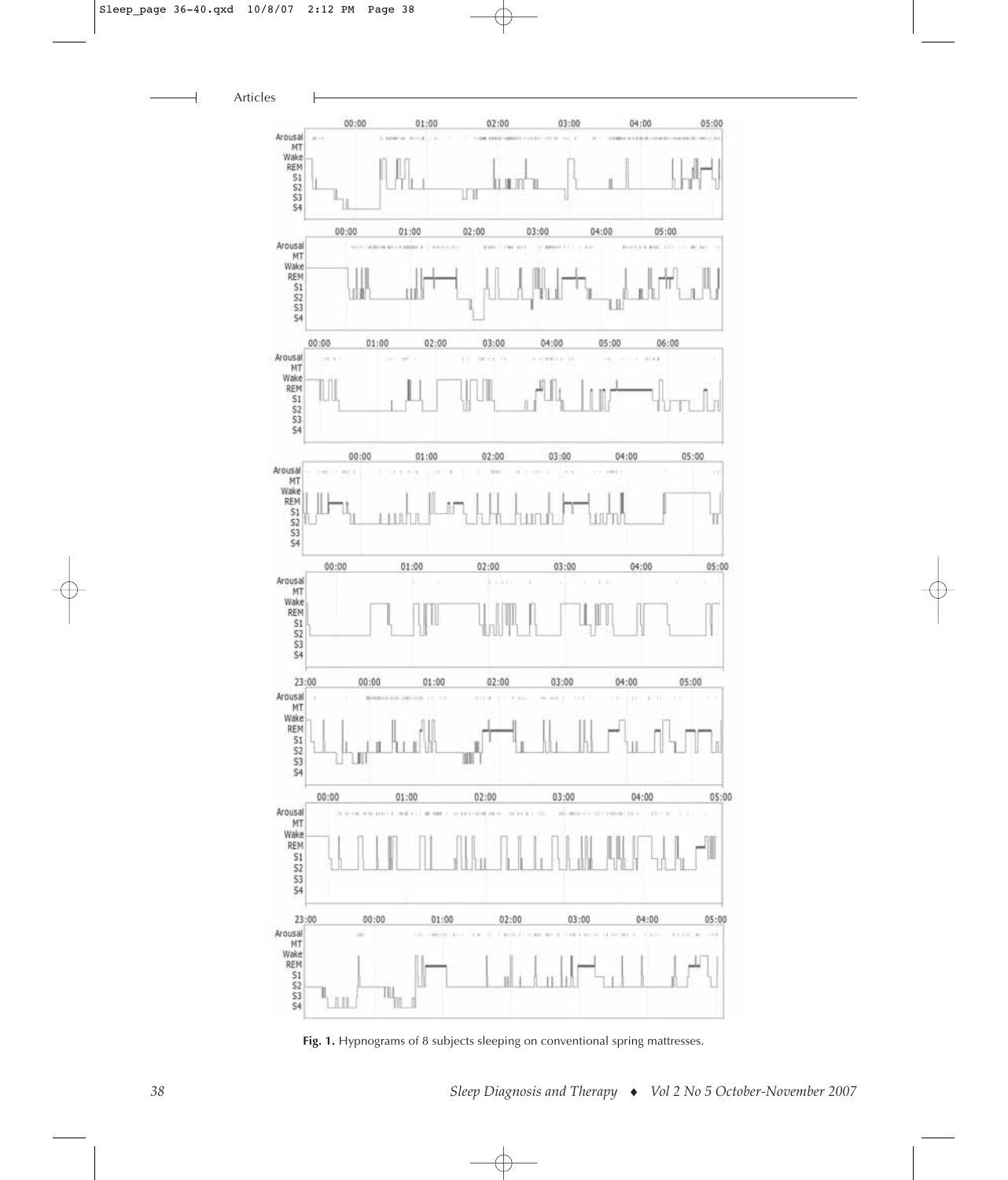**Fig. 1.** Hypnograms of 8 subjects sleeping on conventional spring mattresses.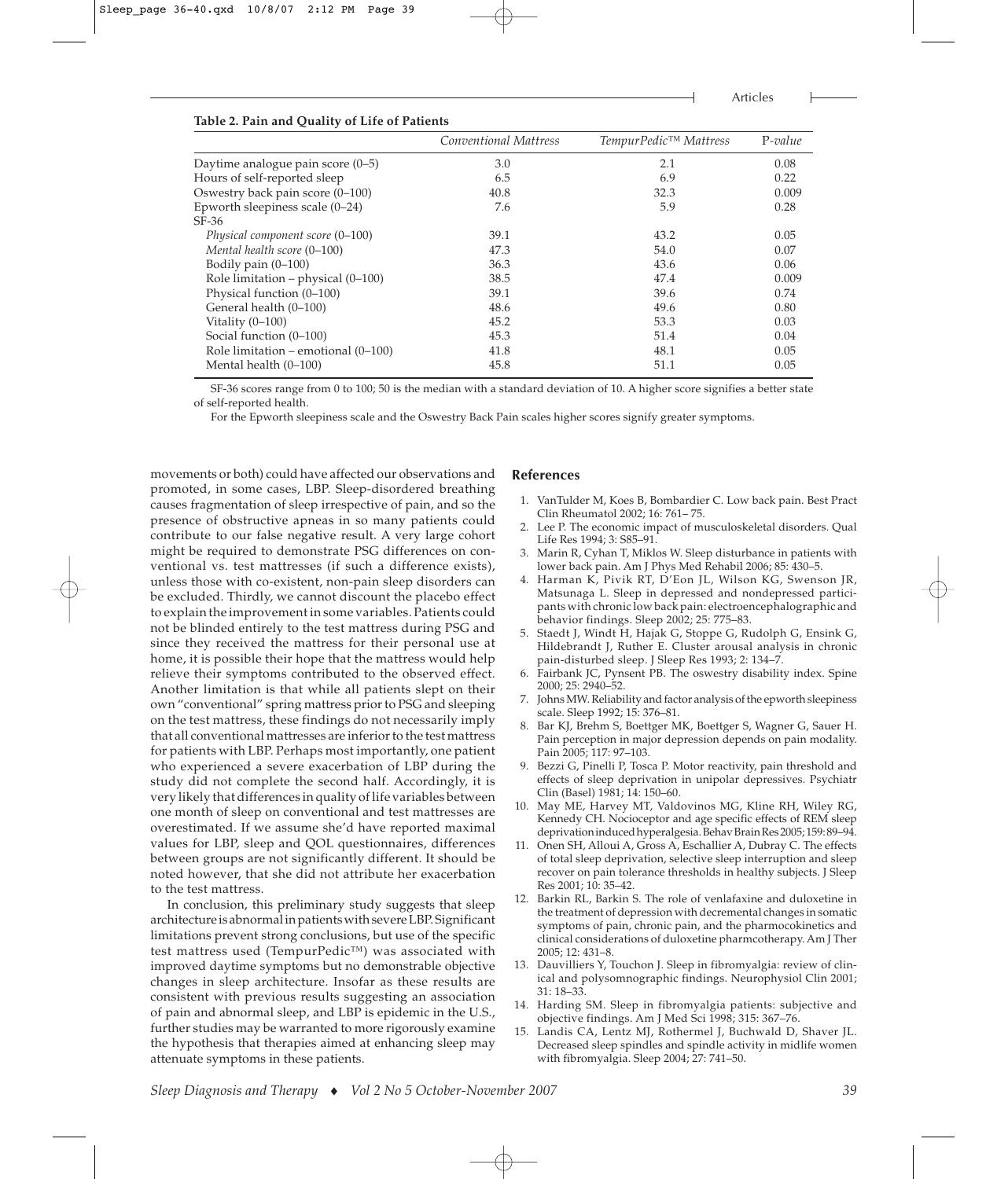**Table 2. Pain and Quality of Life of Patients**

| | *Conventional Mattress* | *TempurPedic™ Mattress* | P-*value* |
|---|---|---|---|
| Daytime analogue pain score (0–5) | 3.0 | 2.1 | 0.08 |
| Hours of self-reported sleep | 6.5 | 6.9 | 0.22 |
| Oswestry back pain score (0–100) | 40.8 | 32.3 | 0.009 |
| Epworth sleepiness scale (0–24) | 7.6 | 5.9 | 0.28 |
| SF-36 | | | |
| *Physical component score* (0–100) | 39.1 | 43.2 | 0.05 |
| *Mental health score* (0–100) | 47.3 | 54.0 | 0.07 |
| Bodily pain (0–100) | 36.3 | 43.6 | 0.06 |
| Role limitation – physical (0–100) | 38.5 | 47.4 | 0.009 |
| Physical function (0–100) | 39.1 | 39.6 | 0.74 |
| General health (0–100) | 48.6 | 49.6 | 0.80 |
| Vitality (0–100) | 45.2 | 53.3 | 0.03 |
| Social function (0–100) | 45.3 | 51.4 | 0.04 |
| Role limitation – emotional (0–100) | 41.8 | 48.1 | 0.05 |
| Mental health (0–100) | 45.8 | 51.1 | 0.05 |

SF-36 scores range from 0 to 100; 50 is the median with a standard deviation of 10. A higher score signifies a better state of self-reported health.

For the Epworth sleepiness scale and the Oswestry Back Pain scales higher scores signify greater symptoms.

movements or both) could have affected our observations and promoted, in some cases, LBP. Sleep-disordered breathing causes fragmentation of sleep irrespective of pain, and so the presence of obstructive apneas in so many patients could contribute to our false negative result. A very large cohort might be required to demonstrate PSG differences on conventional vs. test mattresses (if such a difference exists), unless those with co-existent, non-pain sleep disorders can be excluded. Thirdly, we cannot discount the placebo effect to explain the improvement in some variables. Patients could not be blinded entirely to the test mattress during PSG and since they received the mattress for their personal use at home, it is possible their hope that the mattress would help relieve their symptoms contributed to the observed effect. Another limitation is that while all patients slept on their own "conventional" spring mattress prior to PSG and sleeping on the test mattress, these findings do not necessarily imply that all conventional mattresses are inferior to the test mattress for patients with LBP. Perhaps most importantly, one patient who experienced a severe exacerbation of LBP during the study did not complete the second half. Accordingly, it is very likely that differences in quality of life variables between one month of sleep on conventional and test mattresses are overestimated. If we assume she'd have reported maximal values for LBP, sleep and QOL questionnaires, differences between groups are not significantly different. It should be noted however, that she did not attribute her exacerbation to the test mattress.

In conclusion, this preliminary study suggests that sleep architecture is abnormal in patients with severe LBP. Significant limitations prevent strong conclusions, but use of the specific test mattress used (TempurPedic™) was associated with improved daytime symptoms but no demonstrable objective changes in sleep architecture. Insofar as these results are consistent with previous results suggesting an association of pain and abnormal sleep, and LBP is epidemic in the U.S., further studies may be warranted to more rigorously examine the hypothesis that therapies aimed at enhancing sleep may attenuate symptoms in these patients.

## References

1. VanTulder M, Koes B, Bombardier C. Low back pain. Best Pract Clin Rheumatol 2002; 16: 761– 75.
2. Lee P. The economic impact of musculoskeletal disorders. Qual Life Res 1994; 3: S85–91.
3. Marin R, Cyhan T, Miklos W. Sleep disturbance in patients with lower back pain. Am J Phys Med Rehabil 2006; 85: 430–5.
4. Harman K, Pivik RT, D'Eon JL, Wilson KG, Swenson JR, Matsunaga L. Sleep in depressed and nondepressed participants with chronic low back pain: electroencephalographic and behavior findings. Sleep 2002; 25: 775–83.
5. Staedt J, Windt H, Hajak G, Stoppe G, Rudolph G, Ensink G, Hildebrandt J, Ruther E. Cluster arousal analysis in chronic pain-disturbed sleep. J Sleep Res 1993; 2: 134–7.
6. Fairbank JC, Pynsent PB. The oswestry disability index. Spine 2000; 25: 2940–52.
7. Johns MW. Reliability and factor analysis of the epworth sleepiness scale. Sleep 1992; 15: 376–81.
8. Bar KJ, Brehm S, Boettger MK, Boettger S, Wagner G, Sauer H. Pain perception in major depression depends on pain modality. Pain 2005; 117: 97–103.
9. Bezzi G, Pinelli P, Tosca P. Motor reactivity, pain threshold and effects of sleep deprivation in unipolar depressives. Psychiatr Clin (Basel) 1981; 14: 150–60.
10. May ME, Harvey MT, Valdovinos MG, Kline RH, Wiley RG, Kennedy CH. Nocioceptor and age specific effects of REM sleep deprivation induced hyperalgesia. Behav Brain Res 2005; 159: 89–94.
11. Onen SH, Alloui A, Gross A, Eschallier A, Dubray C. The effects of total sleep deprivation, selective sleep interruption and sleep recover on pain tolerance thresholds in healthy subjects. J Sleep Res 2001; 10: 35–42.
12. Barkin RL, Barkin S. The role of venlafaxine and duloxetine in the treatment of depression with decremental changes in somatic symptoms of pain, chronic pain, and the pharmocokinetics and clinical considerations of duloxetine pharmcotherapy. Am J Ther 2005; 12: 431–8.
13. Dauvilliers Y, Touchon J. Sleep in fibromyalgia: review of clinical and polysomnographic findings. Neurophysiol Clin 2001; 31: 18–33.
14. Harding SM. Sleep in fibromyalgia patients: subjective and objective findings. Am J Med Sci 1998; 315: 367–76.
15. Landis CA, Lentz MJ, Rothermel J, Buchwald D, Shaver JL. Decreased sleep spindles and spindle activity in midlife women with fibromyalgia. Sleep 2004; 27: 741–50.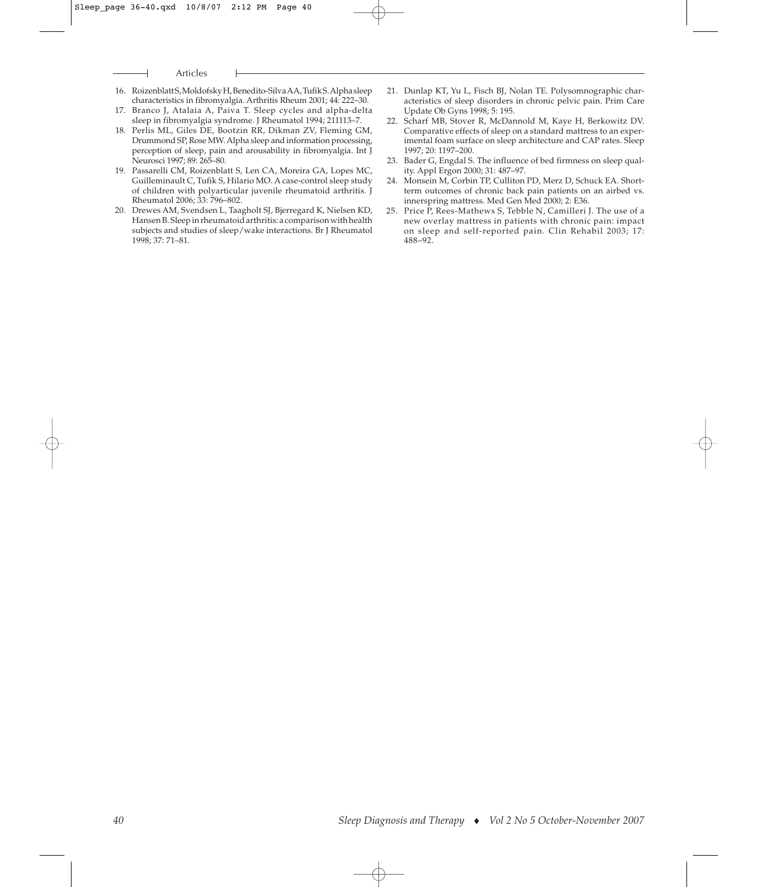16. Roizenblatt S, Moldofsky H, Benedito-Silva AA, Tufik S. Alpha sleep characteristics in fibromyalgia. Arthritis Rheum 2001; 44: 222–30.
17. Branco J, Atalaia A, Paiva T. Sleep cycles and alpha-delta sleep in fibromyalgia syndrome. J Rheumatol 1994; 211113–7.
18. Perlis ML, Giles DE, Bootzin RR, Dikman ZV, Fleming GM, Drummond SP, Rose MW. Alpha sleep and information processing, perception of sleep, pain and arousability in fibromyalgia. Int J Neurosci 1997; 89: 265–80.
19. Passarelli CM, Roizenblatt S, Len CA, Moreira GA, Lopes MC, Guilleminault C, Tufik S, Hilario MO. A case-control sleep study of children with polyarticular juvenile rheumatoid arthritis. J Rheumatol 2006; 33: 796–802.
20. Drewes AM, Svendsen L, Taagholt SJ, Bjerregard K, Nielsen KD, Hansen B. Sleep in rheumatoid arthritis: a comparison with health subjects and studies of sleep/wake interactions. Br J Rheumatol 1998; 37: 71–81.
21. Dunlap KT, Yu L, Fisch BJ, Nolan TE. Polysomnographic characteristics of sleep disorders in chronic pelvic pain. Prim Care Update Ob Gyns 1998; 5: 195.
22. Scharf MB, Stover R, McDannold M, Kaye H, Berkowitz DV. Comparative effects of sleep on a standard mattress to an experimental foam surface on sleep architecture and CAP rates. Sleep 1997; 20: 1197–200.
23. Bader G, Engdal S. The influence of bed firmness on sleep quality. Appl Ergon 2000; 31: 487–97.
24. Monsein M, Corbin TP, Culliton PD, Merz D, Schuck EA. Short-term outcomes of chronic back pain patients on an airbed vs. innerspring mattress. Med Gen Med 2000; 2: E36.
25. Price P, Rees-Mathews S, Tebble N, Camilleri J. The use of a new overlay mattress in patients with chronic pain: impact on sleep and self-reported pain. Clin Rehabil 2003; 17: 488–92.